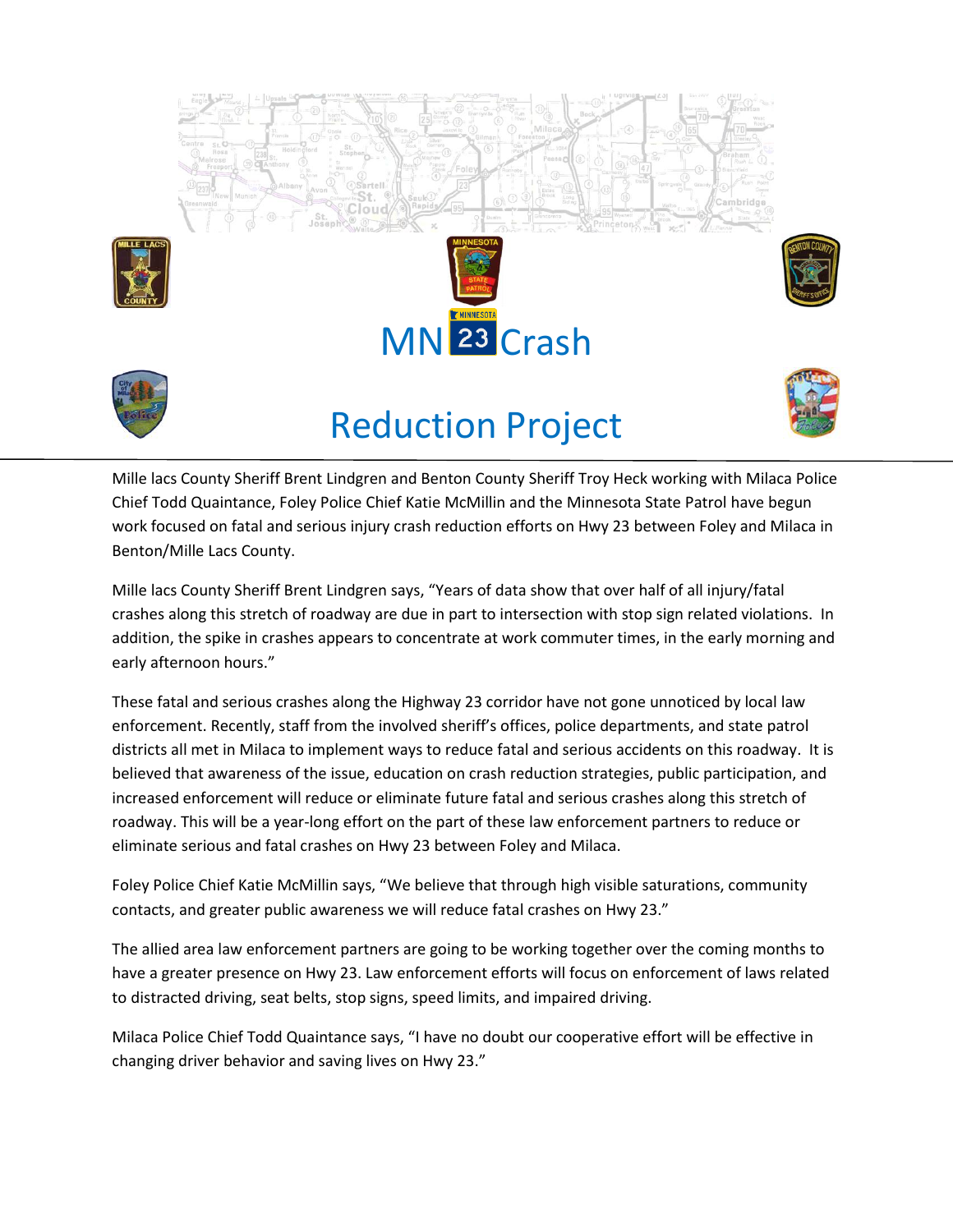# MN 23 Crash Reduction Project

Mille lacs County Sheriff Brent Lindgren and Benton County Sheriff Troy Heck working with Milaca Police Chief Todd Quaintance, Foley Police Chief Katie McMillin and the Minnesota State Patrol have begun work focused on fatal and serious injury crash reduction efforts on Hwy 23 between Foley and Milaca in Benton/Mille Lacs County.

Mille lacs County Sheriff Brent Lindgren says, "Years of data show that over half of all injury/fatal crashes along this stretch of roadway are due in part to intersection with stop sign related violations. In addition, the spike in crashes appears to concentrate at work commuter times, in the early morning and early afternoon hours."

These fatal and serious crashes along the Highway 23 corridor have not gone unnoticed by local law enforcement. Recently, staff from the involved sheriff's offices, police departments, and state patrol districts all met in Milaca to implement ways to reduce fatal and serious accidents on this roadway. It is believed that awareness of the issue, education on crash reduction strategies, public participation, and increased enforcement will reduce or eliminate future fatal and serious crashes along this stretch of roadway. This will be a year-long effort on the part of these law enforcement partners to reduce or eliminate serious and fatal crashes on Hwy 23 between Foley and Milaca.

Foley Police Chief Katie McMillin says, "We believe that through high visible saturations, community contacts, and greater public awareness we will reduce fatal crashes on Hwy 23."

The allied area law enforcement partners are going to be working together over the coming months to have a greater presence on Hwy 23. Law enforcement efforts will focus on enforcement of laws related to distracted driving, seat belts, stop signs, speed limits, and impaired driving.

Milaca Police Chief Todd Quaintance says, "I have no doubt our cooperative effort will be effective in changing driver behavior and saving lives on Hwy 23."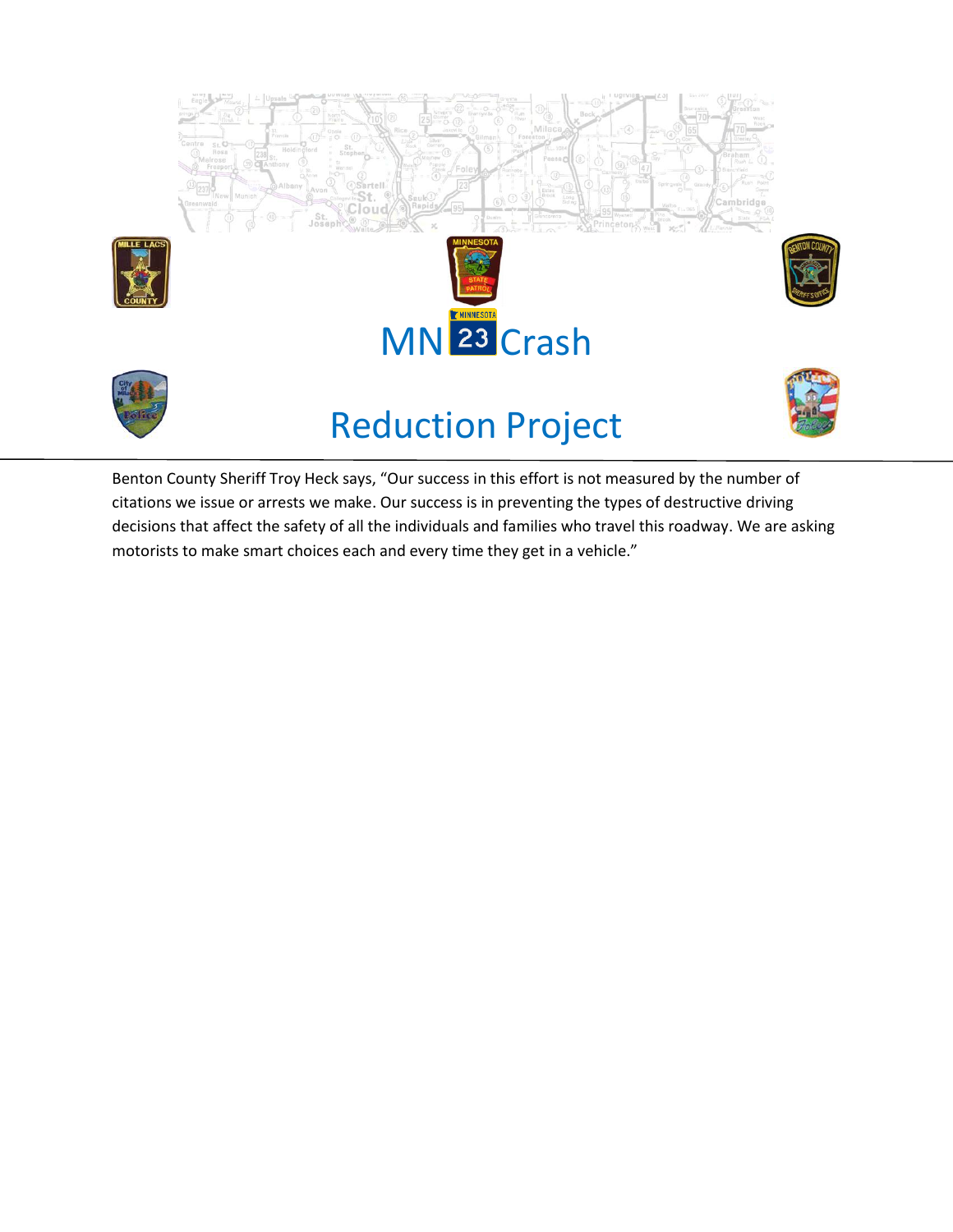# MN 23 Crash Reduction Project

Benton County Sheriff Troy Heck says, "Our success in this effort is not measured by the number of citations we issue or arrests we make. Our success is in preventing the types of destructive driving decisions that affect the safety of all the individuals and families who travel this roadway. We are asking motorists to make smart choices each and every time they get in a vehicle."